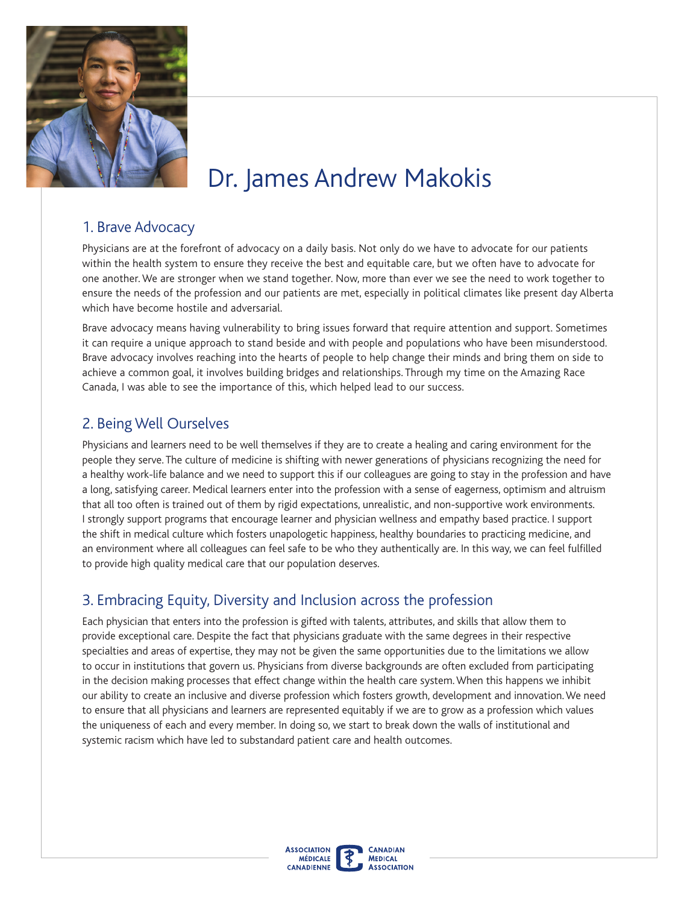# Dr. James Andrew Makokis

## 1. Brave Advocacy

Physicians are at the forefront of advocacy on a daily basis. Not only do we have to advocate for our patients within the health system to ensure they receive the best and equitable care, but we often have to advocate for one another. We are stronger when we stand together. Now, more than ever we see the need to work together to ensure the needs of the profession and our patients are met, especially in political climates like present day Alberta which have become hostile and adversarial.

Brave advocacy means having vulnerability to bring issues forward that require attention and support. Sometimes it can require a unique approach to stand beside and with people and populations who have been misunderstood. Brave advocacy involves reaching into the hearts of people to help change their minds and bring them on side to achieve a common goal, it involves building bridges and relationships. Through my time on the Amazing Race Canada, I was able to see the importance of this, which helped lead to our success.

## 2. Being Well Ourselves

Physicians and learners need to be well themselves if they are to create a healing and caring environment for the people they serve. The culture of medicine is shifting with newer generations of physicians recognizing the need for a healthy work-life balance and we need to support this if our colleagues are going to stay in the profession and have a long, satisfying career. Medical learners enter into the profession with a sense of eagerness, optimism and altruism that all too often is trained out of them by rigid expectations, unrealistic, and non-supportive work environments. I strongly support programs that encourage learner and physician wellness and empathy based practice. I support the shift in medical culture which fosters unapologetic happiness, healthy boundaries to practicing medicine, and an environment where all colleagues can feel safe to be who they authentically are. In this way, we can feel fulfilled to provide high quality medical care that our population deserves.

## 3. Embracing Equity, Diversity and Inclusion across the profession

Each physician that enters into the profession is gifted with talents, attributes, and skills that allow them to provide exceptional care. Despite the fact that physicians graduate with the same degrees in their respective specialties and areas of expertise, they may not be given the same opportunities due to the limitations we allow to occur in institutions that govern us. Physicians from diverse backgrounds are often excluded from participating in the decision making processes that effect change within the health care system. When this happens we inhibit our ability to create an inclusive and diverse profession which fosters growth, development and innovation. We need to ensure that all physicians and learners are represented equitably if we are to grow as a profession which values the uniqueness of each and every member. In doing so, we start to break down the walls of institutional and systemic racism which have led to substandard patient care and health outcomes.

Association Médicale Canadienne | Canadian Medical Association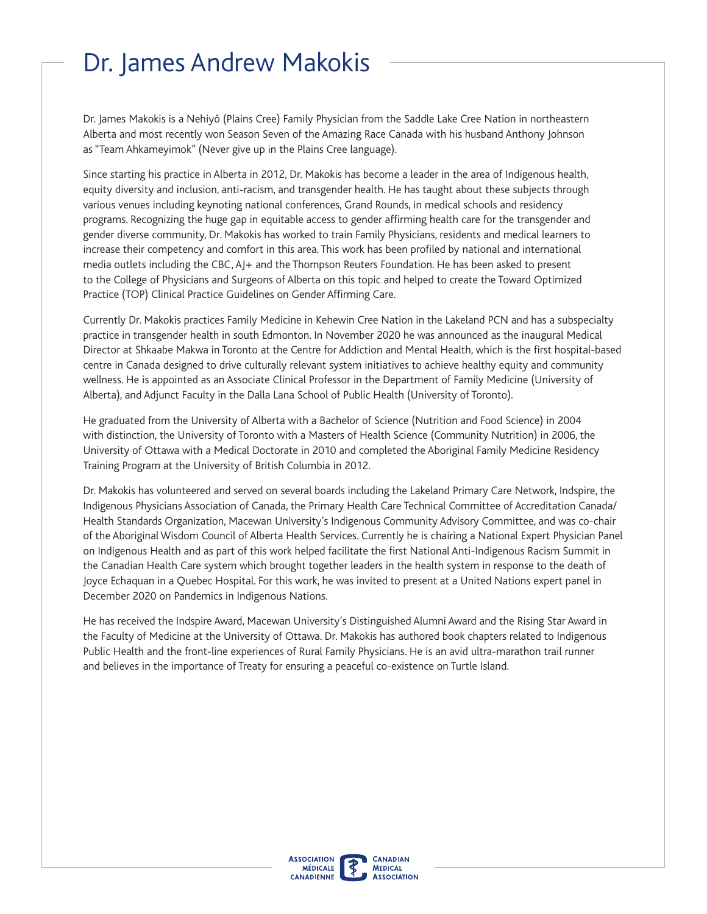# Dr. James Andrew Makokis

Dr. James Makokis is a Nehiyô (Plains Cree) Family Physician from the Saddle Lake Cree Nation in northeastern Alberta and most recently won Season Seven of the Amazing Race Canada with his husband Anthony Johnson as "Team Ahkameyimok" (Never give up in the Plains Cree language).

Since starting his practice in Alberta in 2012, Dr. Makokis has become a leader in the area of Indigenous health, equity diversity and inclusion, anti-racism, and transgender health. He has taught about these subjects through various venues including keynoting national conferences, Grand Rounds, in medical schools and residency programs. Recognizing the huge gap in equitable access to gender affirming health care for the transgender and gender diverse community, Dr. Makokis has worked to train Family Physicians, residents and medical learners to increase their competency and comfort in this area. This work has been profiled by national and international media outlets including the CBC, AJ+ and the Thompson Reuters Foundation. He has been asked to present to the College of Physicians and Surgeons of Alberta on this topic and helped to create the Toward Optimized Practice (TOP) Clinical Practice Guidelines on Gender Affirming Care.

Currently Dr. Makokis practices Family Medicine in Kehewin Cree Nation in the Lakeland PCN and has a subspecialty practice in transgender health in south Edmonton. In November 2020 he was announced as the inaugural Medical Director at Shkaabe Makwa in Toronto at the Centre for Addiction and Mental Health, which is the first hospital-based centre in Canada designed to drive culturally relevant system initiatives to achieve healthy equity and community wellness. He is appointed as an Associate Clinical Professor in the Department of Family Medicine (University of Alberta), and Adjunct Faculty in the Dalla Lana School of Public Health (University of Toronto).

He graduated from the University of Alberta with a Bachelor of Science (Nutrition and Food Science) in 2004 with distinction, the University of Toronto with a Masters of Health Science (Community Nutrition) in 2006, the University of Ottawa with a Medical Doctorate in 2010 and completed the Aboriginal Family Medicine Residency Training Program at the University of British Columbia in 2012.

Dr. Makokis has volunteered and served on several boards including the Lakeland Primary Care Network, Indspire, the Indigenous Physicians Association of Canada, the Primary Health Care Technical Committee of Accreditation Canada/ Health Standards Organization, Macewan University's Indigenous Community Advisory Committee, and was co-chair of the Aboriginal Wisdom Council of Alberta Health Services. Currently he is chairing a National Expert Physician Panel on Indigenous Health and as part of this work helped facilitate the first National Anti-Indigenous Racism Summit in the Canadian Health Care system which brought together leaders in the health system in response to the death of Joyce Echaquan in a Quebec Hospital. For this work, he was invited to present at a United Nations expert panel in December 2020 on Pandemics in Indigenous Nations.

He has received the Indspire Award, Macewan University's Distinguished Alumni Award and the Rising Star Award in the Faculty of Medicine at the University of Ottawa. Dr. Makokis has authored book chapters related to Indigenous Public Health and the front-line experiences of Rural Family Physicians. He is an avid ultra-marathon trail runner and believes in the importance of Treaty for ensuring a peaceful co-existence on Turtle Island.

Association Médicale Canadienne | Canadian Medical Association